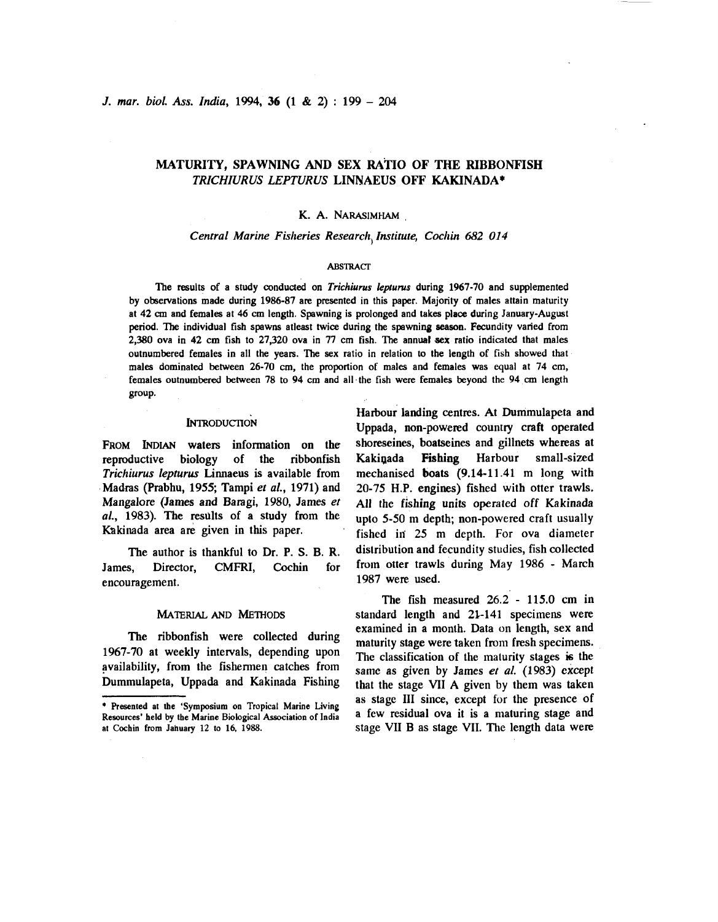# MATURITY, SPAWNING AND SEX RATIO OF THE RIBBONFISH *TRICHIURUS LEPTURUS* LINNAEUS OFF KAKINADA*

K. A. NARASIMHAM

*Central Marine Fisheries Research Institute, Cochin 682 014*

## ABSTRACT

The results of a study conducted on *Trichiurus lepturus* during 1967-70 and supplemented by observations made during 1986-87 are presented in this paper. Majority of males attain maturity at 42 cm and females at 46 cm length. Spawning is prolonged and takes place during January-August period. The individual fish spawns atleast twice during the spawning season. Fecundity varied from 2,380 ova in 42 cm fish to 27,320 ova in 77 cm fish. The annual sex ratio indicated that males outnumbered females in all the years. The sex ratio in relation to the length of fish showed that males dominated between 26-70 cm, the proportion of males and females was equal at 74 cm, females outnumbered between 78 to 94 cm and all the fish were females beyond the 94 cm length group.

## INTRODUCTION

FROM INDIAN waters information on the reproductive biology of the ribbonfish *Trichiurus lepturus* Linnaeus is available from Madras (Prabhu, 1955; Tampi *et al.*, 1971) and Mangalore (James and Baragi, 1980, James *et al.*, 1983). The results of a study from the Kakinada area are given in this paper.

The author is thankful to Dr. P. S. B. R. James, Director, CMFRI, Cochin for encouragement.

## MATERIAL AND METHODS

The ribbonfish were collected during 1967-70 at weekly intervals, depending upon availability, from the fishermen catches from Dummulapeta, Uppada and Kakinada Fishing Harbour landing centres. At Dummulapeta and Uppada, non-powered country craft operated shoreseines, boatseines and gillnets whereas at Kakinada Fishing Harbour small-sized mechanised boats (9.14-11.41 m long with 20-75 H.P. engines) fished with otter trawls. All the fishing units operated off Kakinada upto 5-50 m depth; non-powered craft usually fished in 25 m depth. For ova diameter distribution and fecundity studies, fish collected from otter trawls during May 1986 - March 1987 were used.

The fish measured 26.2 - 115.0 cm in standard length and 21-141 specimens were examined in a month. Data on length, sex and maturity stage were taken from fresh specimens. The classification of the maturity stages is the same as given by James *et al.* (1983) except that the stage VII A given by them was taken as stage III since, except for the presence of a few residual ova it is a maturing stage and stage VII B as stage VII. The length data were

* Presented at the 'Symposium on Tropical Marine Living Resources' held by the Marine Biological Association of India at Cochin from January 12 to 16, 1988.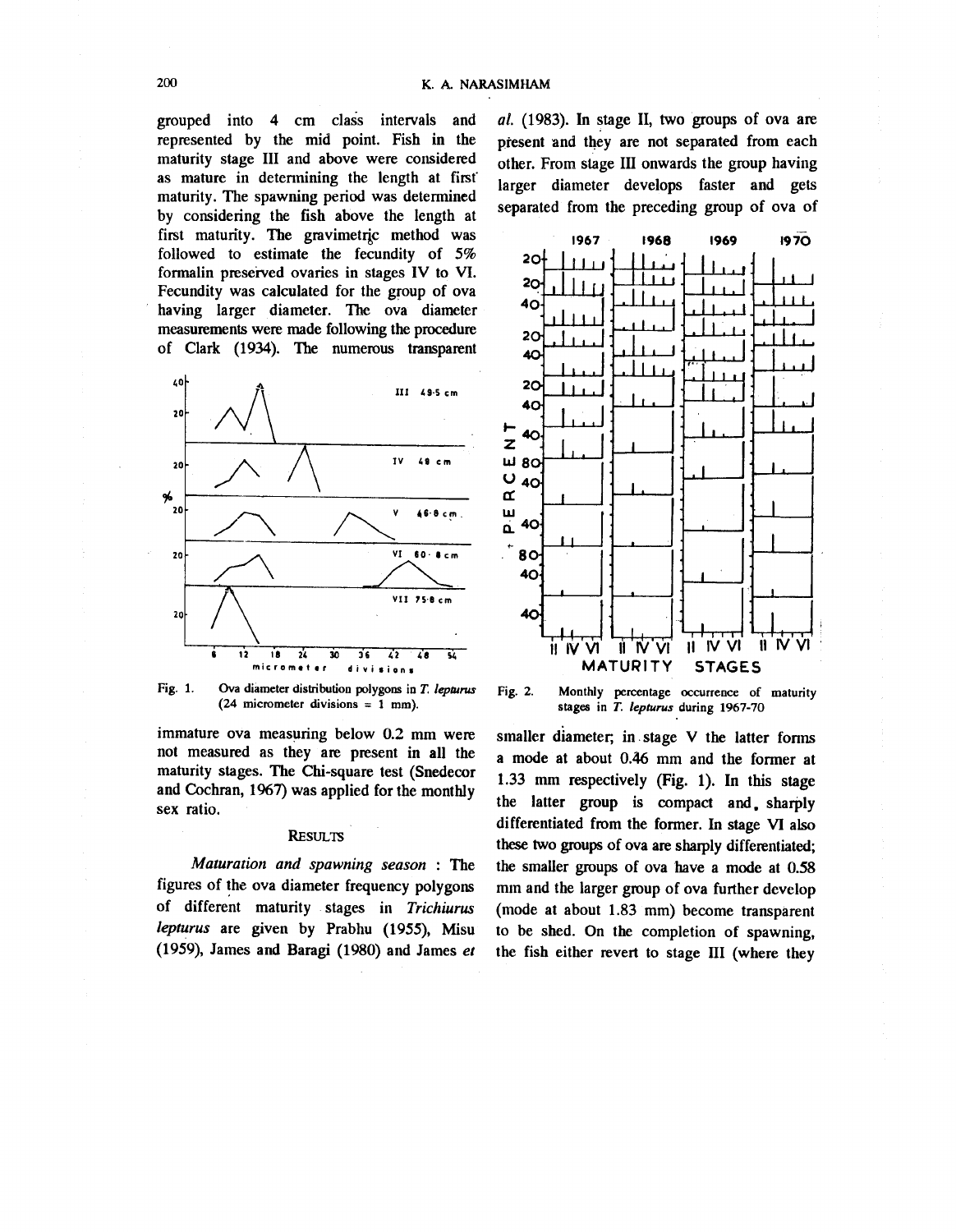grouped into 4 cm class intervals and represented by the mid point. Fish in the maturity stage III and above were considered as mature in determining the length at first maturity. The spawning period was determined by considering the fish above the length at first maturity. The gravimetric method was followed to estimate the fecundity of 5% formalin preserved ovaries in stages IV to VI. Fecundity was calculated for the group of ova having larger diameter. The ova diameter measurements were made following the procedure of Clark (1934). The numerous transparent immature ova measuring below 0.2 mm were not measured as they are present in all the maturity stages. The Chi-square test (Snedecor and Cochran, 1967) was applied for the monthly sex ratio.

Fig. 1. Ova diameter distribution polygons in *T. lepturus* (24 micrometer divisions = 1 mm).

## RESULTS

*Maturation and spawning season* : The figures of the ova diameter frequency polygons of different maturity stages in *Trichiurus lepturus* are given by Prabhu (1955), Misu (1959), James and Baragi (1980) and James *et al.* (1983). In stage II, two groups of ova are present and they are not separated from each other. From stage III onwards the group having larger diameter develops faster and gets separated from the preceding group of ova of smaller diameter; in stage V the latter forms a mode at about 0.46 mm and the former at 1.33 mm respectively (Fig. 1). In this stage the latter group is compact and sharply differentiated from the former. In stage VI also these two groups of ova are sharply differentiated; the smaller groups of ova have a mode at 0.58 mm and the larger group of ova further develop (mode at about 1.83 mm) become transparent to be shed. On the completion of spawning, the fish either revert to stage III (where they

Fig. 2. Monthly percentage occurrence of maturity stages in *T. lepturus* during 1967-70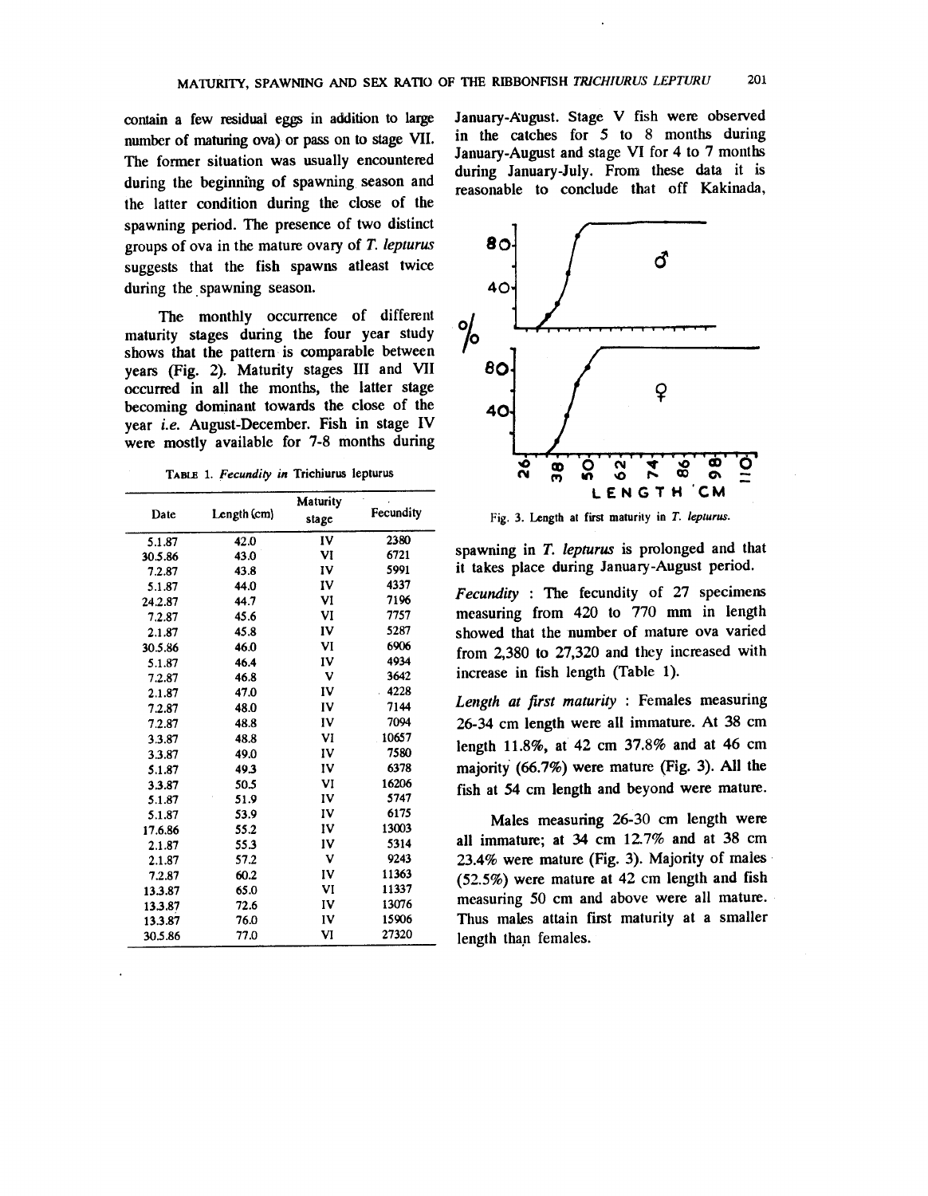contain a few residual eggs in addition to large number of maturing ova) or pass on to stage VII. The former situation was usually encountered during the beginning of spawning season and the latter condition during the close of the spawning period. The presence of two distinct groups of ova in the mature ovary of *T. lepturus* suggests that the fish spawns atleast twice during the spawning season.

The monthly occurrence of different maturity stages during the four year study shows that the pattern is comparable between years (Fig. 2). Maturity stages III and VII occurred in all the months, the latter stage becoming dominant towards the close of the year *i.e.* August-December. Fish in stage IV were mostly available for 7-8 months during January-August. Stage V fish were observed in the catches for 5 to 8 months during January-August and stage VI for 4 to 7 months during January-July. From these data it is reasonable to conclude that off Kakinada, spawning in *T. lepturus* is prolonged and that it takes place during January-August period.

TABLE 1. *Fecundity in* Trichiurus lepturus

| Date | Length (cm) | Maturity stage | Fecundity |
|---|---|---|---|
| 5.1.87 | 42.0 | IV | 2380 |
| 30.5.86 | 43.0 | VI | 6721 |
| 7.2.87 | 43.8 | IV | 5991 |
| 5.1.87 | 44.0 | IV | 4337 |
| 24.2.87 | 44.7 | VI | 7196 |
| 7.2.87 | 45.6 | VI | 7757 |
| 2.1.87 | 45.8 | IV | 5287 |
| 30.5.86 | 46.0 | VI | 6906 |
| 5.1.87 | 46.4 | IV | 4934 |
| 7.2.87 | 46.8 | V | 3642 |
| 2.1.87 | 47.0 | IV | 4228 |
| 7.2.87 | 48.0 | IV | 7144 |
| 7.2.87 | 48.8 | IV | 7094 |
| 3.3.87 | 48.8 | VI | 10657 |
| 3.3.87 | 49.0 | IV | 7580 |
| 5.1.87 | 49.3 | IV | 6378 |
| 3.3.87 | 50.5 | VI | 16206 |
| 5.1.87 | 51.9 | IV | 5747 |
| 5.1.87 | 53.9 | IV | 6175 |
| 17.6.86 | 55.2 | IV | 13003 |
| 2.1.87 | 55.3 | IV | 5314 |
| 2.1.87 | 57.2 | V | 9243 |
| 7.2.87 | 60.2 | IV | 11363 |
| 13.3.87 | 65.0 | VI | 11337 |
| 13.3.87 | 72.6 | IV | 13076 |
| 13.3.87 | 76.0 | IV | 15906 |
| 30.5.86 | 77.0 | VI | 27320 |

Fig. 3. Length at first maturity in *T. lepturus*.

*Fecundity* : The fecundity of 27 specimens measuring from 420 to 770 mm in length showed that the number of mature ova varied from 2,380 to 27,320 and they increased with increase in fish length (Table 1).

*Length at first maturity* : Females measuring 26-34 cm length were all immature. At 38 cm length 11.8%, at 42 cm 37.8% and at 46 cm majority (66.7%) were mature (Fig. 3). All the fish at 54 cm length and beyond were mature.

Males measuring 26-30 cm length were all immature; at 34 cm 12.7% and at 38 cm 23.4% were mature (Fig. 3). Majority of males (52.5%) were mature at 42 cm length and fish measuring 50 cm and above were all mature. Thus males attain first maturity at a smaller length than females.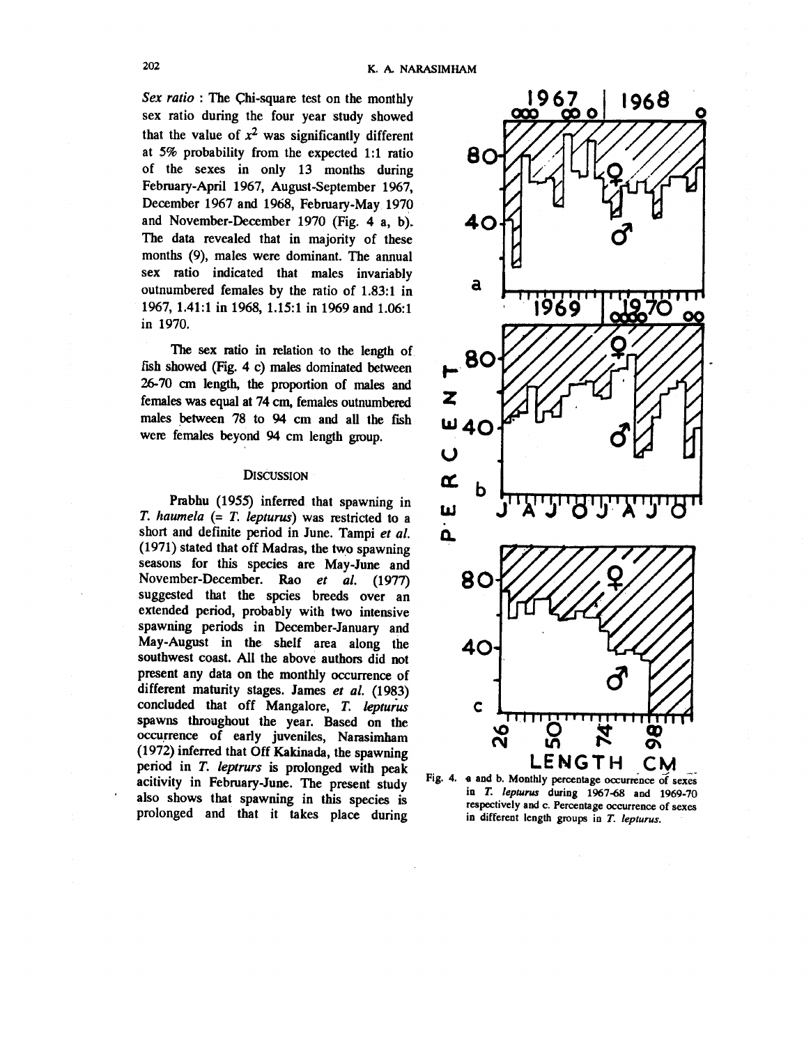*Sex ratio* : The Chi-square test on the monthly sex ratio during the four year study showed that the value of $x^2$ was significantly different at 5% probability from the expected 1:1 ratio of the sexes in only 13 months during February-April 1967, August-September 1967, December 1967 and 1968, February-May 1970 and November-December 1970 (Fig. 4 a, b). The data revealed that in majority of these months (9), males were dominant. The annual sex ratio indicated that males invariably outnumbered females by the ratio of 1.83:1 in 1967, 1.41:1 in 1968, 1.15:1 in 1969 and 1.06:1 in 1970.

The sex ratio in relation to the length of fish showed (Fig. 4 c) males dominated between 26-70 cm length, the proportion of males and females was equal at 74 cm, females outnumbered males between 78 to 94 cm and all the fish were females beyond 94 cm length group.

## Discussion

Prabhu (1955) inferred that spawning in *T. haumela* (= *T. lepturus*) was restricted to a short and definite period in June. Tampi *et al.* (1971) stated that off Madras, the two spawning seasons for this species are May-June and November-December. Rao *et al.* (1977) suggested that the spcies breeds over an extended period, probably with two intensive spawning periods in December-January and May-August in the shelf area along the southwest coast. All the above authors did not present any data on the monthly occurrence of different maturity stages. James *et al.* (1983) concluded that off Mangalore, *T. lepturus* spawns throughout the year. Based on the occurrence of early juveniles, Narasimham (1972) inferred that Off Kakinada, the spawning period in *T. leptrurs* is prolonged with peak acitivity in February-June. The present study also shows that spawning in this species is prolonged and that it takes place during

Fig. 4. a and b. Monthly percentage occurrence of sexes in *T. lepturus* during 1967-68 and 1969-70 respectively and c. Percentage occurrence of sexes in different length groups in *T. lepturus*.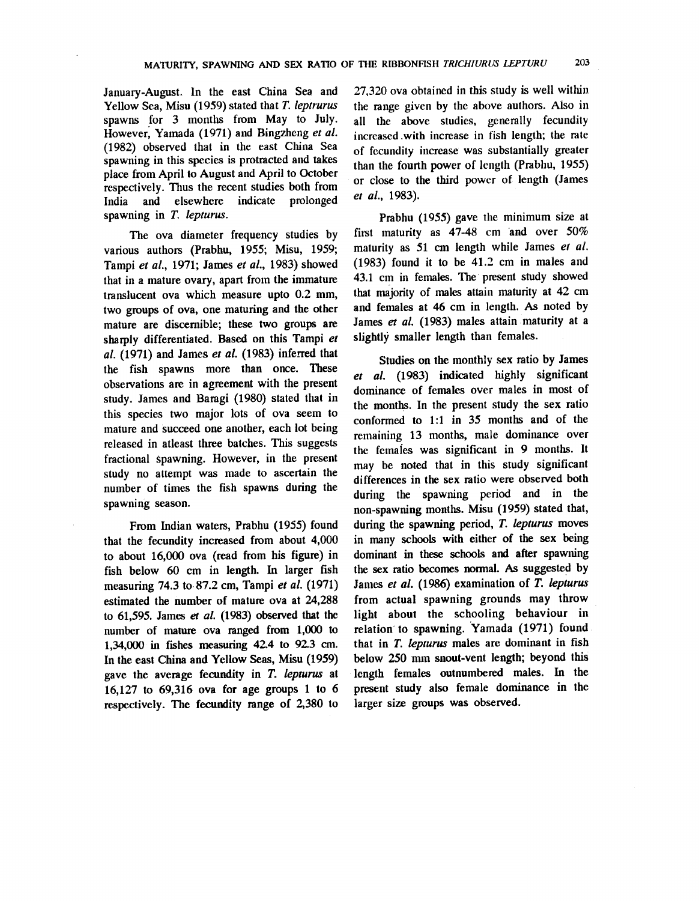January-August. In the east China Sea and Yellow Sea, Misu (1959) stated that *T. leptrurus* spawns for 3 months from May to July. However, Yamada (1971) and Bingzheng *et al.* (1982) observed that in the east China Sea spawning in this species is protracted and takes place from April to August and April to October respectively. Thus the recent studies both from India and elsewhere indicate prolonged spawning in *T. lepturus*.

The ova diameter frequency studies by various authors (Prabhu, 1955; Misu, 1959; Tampi *et al.*, 1971; James *et al.*, 1983) showed that in a mature ovary, apart from the immature translucent ova which measure upto 0.2 mm, two groups of ova, one maturing and the other mature are discernible; these two groups are sharply differentiated. Based on this Tampi *et al.* (1971) and James *et al.* (1983) inferred that the fish spawns more than once. These observations are in agreement with the present study. James and Baragi (1980) stated that in this species two major lots of ova seem to mature and succeed one another, each lot being released in atleast three batches. This suggests fractional spawning. However, in the present study no attempt was made to ascertain the number of times the fish spawns during the spawning season.

From Indian waters, Prabhu (1955) found that the fecundity increased from about 4,000 to about 16,000 ova (read from his figure) in fish below 60 cm in length. In larger fish measuring 74.3 to 87.2 cm, Tampi *et al.* (1971) estimated the number of mature ova at 24,288 to 61,595. James *et al.* (1983) observed that the number of mature ova ranged from 1,000 to 1,34,000 in fishes measuring 42.4 to 92.3 cm. In the east China and Yellow Seas, Misu (1959) gave the average fecundity in *T. lepturus* at 16,127 to 69,316 ova for age groups 1 to 6 respectively. The fecundity range of 2,380 to 27,320 ova obtained in this study is well within the range given by the above authors. Also in all the above studies, generally fecundity increased with increase in fish length; the rate of fecundity increase was substantially greater than the fourth power of length (Prabhu, 1955) or close to the third power of length (James *et al.*, 1983).

Prabhu (1955) gave the minimum size at first maturity as 47-48 cm and over 50% maturity as 51 cm length while James *et al.* (1983) found it to be 41.2 cm in males and 43.1 cm in females. The present study showed that majority of males attain maturity at 42 cm and females at 46 cm in length. As noted by James *et al.* (1983) males attain maturity at a slightly smaller length than females.

Studies on the monthly sex ratio by James *et al.* (1983) indicated highly significant dominance of females over males in most of the months. In the present study the sex ratio conformed to 1:1 in 35 months and of the remaining 13 months, male dominance over the females was significant in 9 months. It may be noted that in this study significant differences in the sex ratio were observed both during the spawning period and in the non-spawning months. Misu (1959) stated that, during the spawning period, *T. lepturus* moves in many schools with either of the sex being dominant in these schools and after spawning the sex ratio becomes normal. As suggested by James *et al.* (1986) examination of *T. lepturus* from actual spawning grounds may throw light about the schooling behaviour in relation to spawning. Yamada (1971) found that in *T. lepturus* males are dominant in fish below 250 mm snout-vent length; beyond this length females outnumbered males. In the present study also female dominance in the larger size groups was observed.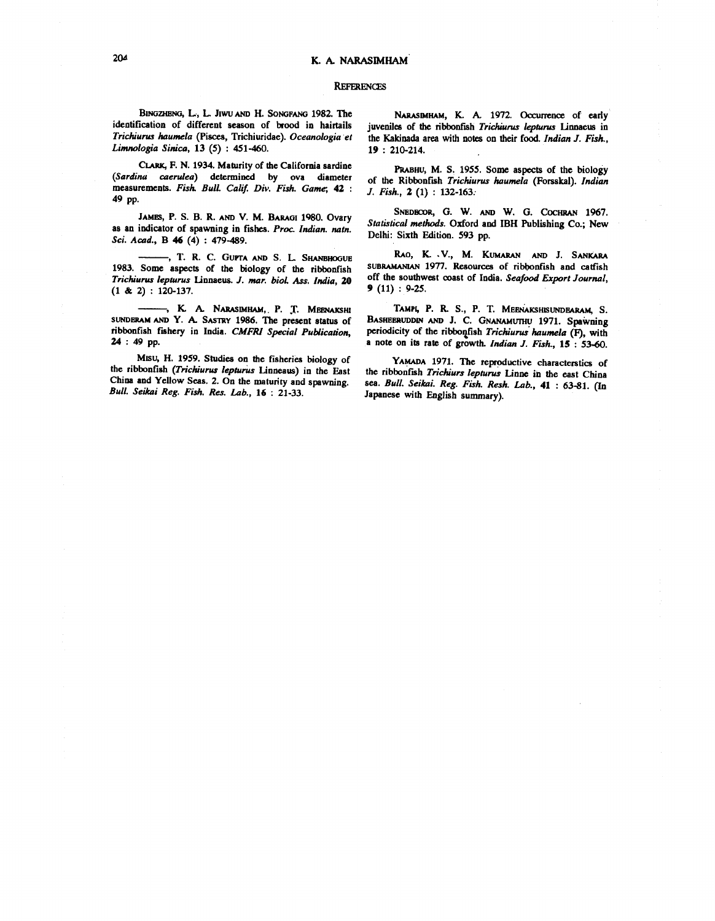## References

BINGZHENG, L., L. JIWU AND H. SONGFANG 1982. The identification of different season of brood in hairtails *Trichiurus haumela* (Pisces, Trichiuridae). *Oceanologia et Limnologia Sinica*, 13 (5) : 451-460.

CLARK, F. N. 1934. Maturity of the California sardine (*Sardina caerulea*) determined by ova diameter measurements. *Fish. Bull. Calif. Div. Fish. Game*, **42** : 49 pp.

JAMES, P. S. B. R. AND V. M. BARAGI 1980. Ovary as an indicator of spawning in fishes. *Proc. Indian. natn. Sci. Acad.*, B **46** (4) : 479-489.

———, T. R. C. GUPTA AND S. L. SHANBHOGUE 1983. Some aspects of the biology of the ribbonfish *Trichiurus lepturus* Linnaeus. *J. mar. biol. Ass. India*, **20** (1 & 2) : 120-137.

———, K. A. NARASIMHAM, P. T. MEENAKSHI SUNDERAM AND Y. A. SASTRY 1986. The present status of ribbonfish fishery in India. *CMFRI Special Publication*, **24** : 49 pp.

MISU, H. 1959. Studies on the fisheries biology of the ribbonfish (*Trichiurus lepturus* Linneaus) in the East China and Yellow Seas. 2. On the maturity and spawning. *Bull. Seikai Reg. Fish. Res. Lab.*, **16** : 21-33.

NARASIMHAM, K. A. 1972. Occurrence of early juveniles of the ribbonfish *Trichiurus lepturus* Linnaeus in the Kakinada area with notes on their food. *Indian J. Fish.*, **19** : 210-214.

PRABHU, M. S. 1955. Some aspects of the biology of the Ribbonfish *Trichiurus haumela* (Forsskal). *Indian J. Fish.*, **2** (1) : 132-163.

SNEDECOR, G. W. AND W. G. COCHRAN 1967. *Statistical methods*. Oxford and IBH Publishing Co.; New Delhi: Sixth Edition. 593 pp.

RAO, K. .V., M. KUMARAN AND J. SANKARA SUBRAMANIAN 1977. Resources of ribbonfish and catfish off the southwest coast of India. *Seafood Export Journal*, **9** (11) : 9-25.

TAMPI, P. R. S., P. T. MEENAKSHISUNDEARAM, S. BASHEERUDDIN AND J. C. GNANAMUTHU 1971. Spawning periodicity of the ribbonfish *Trichiurus haumela* (F), with a note on its rate of growth. *Indian J. Fish.*, **15** : 53-60.

YAMADA 1971. The reproductive characterstics of the ribbonfish *Trichiurs lepturus* Linne in the east China sea. *Bull. Seikai. Reg. Fish. Resh. Lab.*, **41** : 63-81. (In Japanese with English summary).